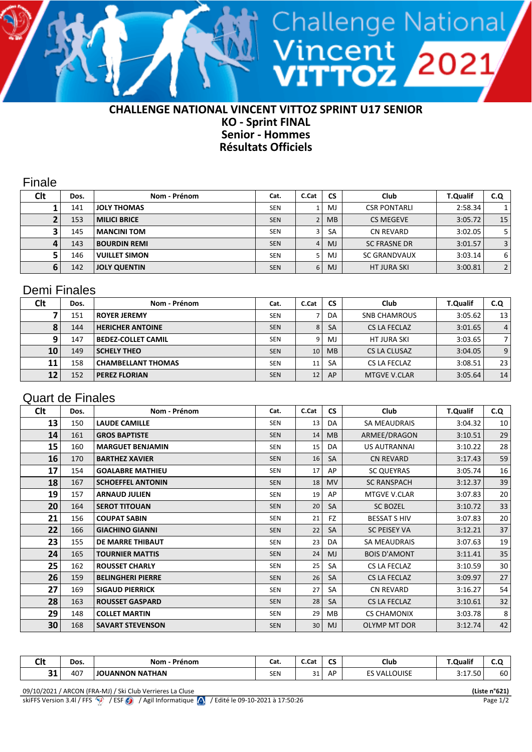# CHALLENGE NATIONAL VINCENT VITTOZ SPRINT U17 SENIOR

## KO - Sprint FINAL

## Senior - Hommes

## Résultats Officiels

### Finale

| Clt | Dos. | Nom - Prénom | Cat. | C.Cat | CS | Club | T.Qualif | C.Q |
|---|---|---|---|---|---|---|---|---|
| 1 | 141 | JOLY THOMAS | SEN | 1 | MJ | CSR PONTARLI | 2:58.34 | 1 |
| 2 | 153 | MILICI BRICE | SEN | 2 | MB | CS MEGEVE | 3:05.72 | 15 |
| 3 | 145 | MANCINI TOM | SEN | 3 | SA | CN REVARD | 3:02.05 | 5 |
| 4 | 143 | BOURDIN REMI | SEN | 4 | MJ | SC FRASNE DR | 3:01.57 | 3 |
| 5 | 146 | VUILLET SIMON | SEN | 5 | MJ | SC GRANDVAUX | 3:03.14 | 6 |
| 6 | 142 | JOLY QUENTIN | SEN | 6 | MJ | HT JURA SKI | 3:00.81 | 2 |

### Demi Finales

| Clt | Dos. | Nom - Prénom | Cat. | C.Cat | CS | Club | T.Qualif | C.Q |
|---|---|---|---|---|---|---|---|---|
| 7 | 151 | ROYER JEREMY | SEN | 7 | DA | SNB CHAMROUS | 3:05.62 | 13 |
| 8 | 144 | HERICHER ANTOINE | SEN | 8 | SA | CS LA FECLAZ | 3:01.65 | 4 |
| 9 | 147 | BEDEZ-COLLET CAMIL | SEN | 9 | MJ | HT JURA SKI | 3:03.65 | 7 |
| 10 | 149 | SCHELY THEO | SEN | 10 | MB | CS LA CLUSAZ | 3:04.05 | 9 |
| 11 | 158 | CHAMBELLANT THOMAS | SEN | 11 | SA | CS LA FECLAZ | 3:08.51 | 23 |
| 12 | 152 | PEREZ FLORIAN | SEN | 12 | AP | MTGVE V.CLAR | 3:05.64 | 14 |

### Quart de Finales

| Clt | Dos. | Nom - Prénom | Cat. | C.Cat | CS | Club | T.Qualif | C.Q |
|---|---|---|---|---|---|---|---|---|
| 13 | 150 | LAUDE CAMILLE | SEN | 13 | DA | SA MEAUDRAIS | 3:04.32 | 10 |
| 14 | 161 | GROS BAPTISTE | SEN | 14 | MB | ARMEE/DRAGON | 3:10.51 | 29 |
| 15 | 160 | MARGUET BENJAMIN | SEN | 15 | DA | US AUTRANNAI | 3:10.22 | 28 |
| 16 | 170 | BARTHEZ XAVIER | SEN | 16 | SA | CN REVARD | 3:17.43 | 59 |
| 17 | 154 | GOALABRE MATHIEU | SEN | 17 | AP | SC QUEYRAS | 3:05.74 | 16 |
| 18 | 167 | SCHOEFFEL ANTONIN | SEN | 18 | MV | SC RANSPACH | 3:12.37 | 39 |
| 19 | 157 | ARNAUD JULIEN | SEN | 19 | AP | MTGVE V.CLAR | 3:07.83 | 20 |
| 20 | 164 | SEROT TITOUAN | SEN | 20 | SA | SC BOZEL | 3:10.72 | 33 |
| 21 | 156 | COUPAT SABIN | SEN | 21 | FZ | BESSAT S HIV | 3:07.83 | 20 |
| 22 | 166 | GIACHINO GIANNI | SEN | 22 | SA | SC PEISEY VA | 3:12.21 | 37 |
| 23 | 155 | DE MARRE THIBAUT | SEN | 23 | DA | SA MEAUDRAIS | 3:07.63 | 19 |
| 24 | 165 | TOURNIER MATTIS | SEN | 24 | MJ | BOIS D'AMONT | 3:11.41 | 35 |
| 25 | 162 | ROUSSET CHARLY | SEN | 25 | SA | CS LA FECLAZ | 3:10.59 | 30 |
| 26 | 159 | BELINGHERI PIERRE | SEN | 26 | SA | CS LA FECLAZ | 3:09.97 | 27 |
| 27 | 169 | SIGAUD PIERRICK | SEN | 27 | SA | CN REVARD | 3:16.27 | 54 |
| 28 | 163 | ROUSSET GASPARD | SEN | 28 | SA | CS LA FECLAZ | 3:10.61 | 32 |
| 29 | 148 | COLLET MARTIN | SEN | 29 | MB | CS CHAMONIX | 3:03.78 | 8 |
| 30 | 168 | SAVART STEVENSON | SEN | 30 | MJ | OLYMP MT DOR | 3:12.74 | 42 |

| Clt | Dos. | Nom - Prénom | Cat. | C.Cat | CS | Club | T.Qualif | C.Q |
|---|---|---|---|---|---|---|---|---|
| 31 | 407 | JOUANNON NATHAN | SEN | 31 | AP | ES VALLOUISE | 3:17.50 | 60 |

09/10/2021 / ARCON (FRA-MJ) / Ski Club Verrieres La Cluse — (Liste n°621)

skiFFS Version 3.4l / FFS / ESF / Agil Informatique / Edité le 09-10-2021 à 17:50:26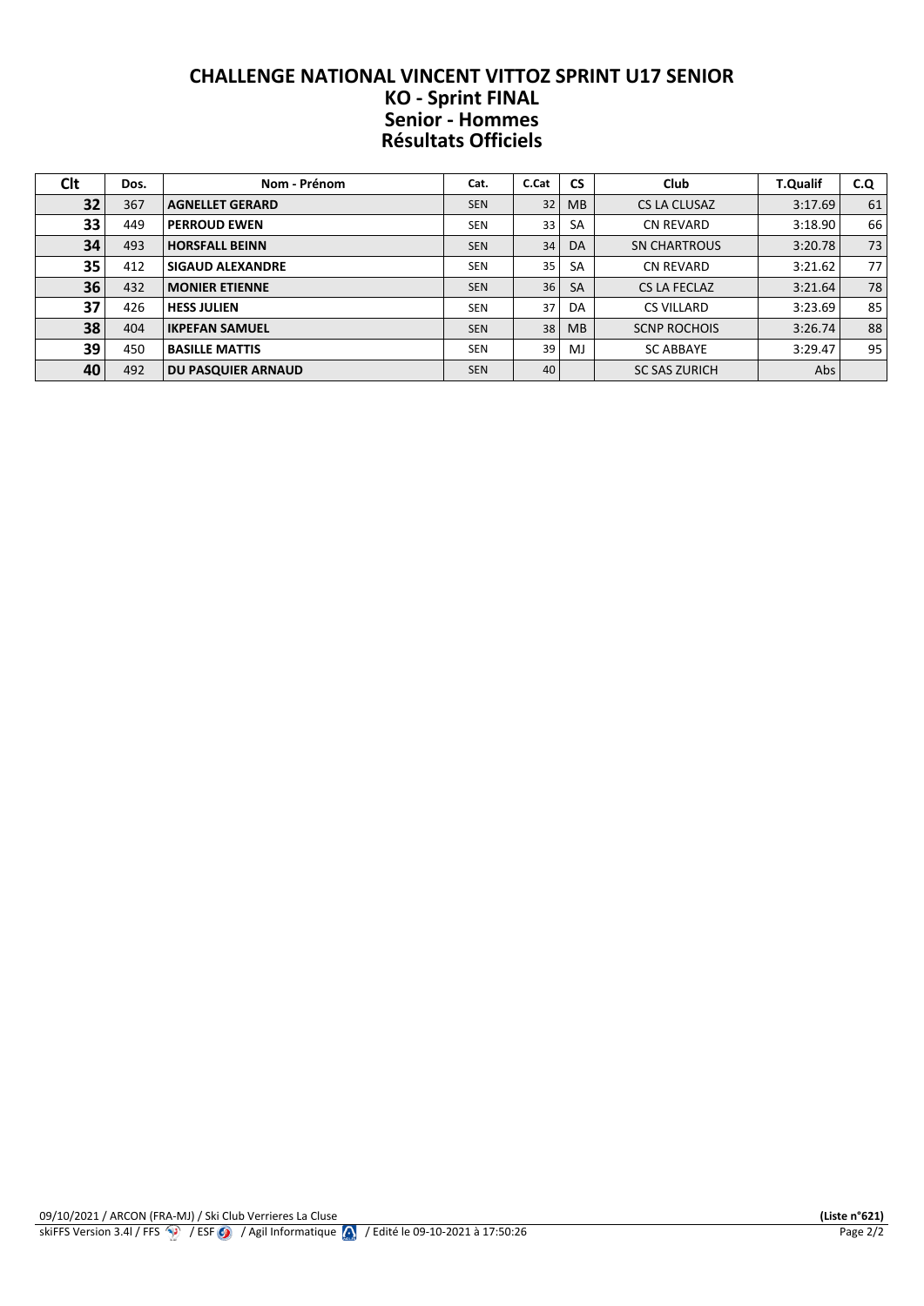# CHALLENGE NATIONAL VINCENT VITTOZ SPRINT U17 SENIOR
## KO - Sprint FINAL
## Senior - Hommes
## Résultats Officiels

| Clt | Dos. | Nom - Prénom | Cat. | C.Cat | CS | Club | T.Qualif | C.Q |
|---|---|---|---|---|---|---|---|---|
| 32 | 367 | AGNELLET GERARD | SEN | 32 | MB | CS LA CLUSAZ | 3:17.69 | 61 |
| 33 | 449 | PERROUD EWEN | SEN | 33 | SA | CN REVARD | 3:18.90 | 66 |
| 34 | 493 | HORSFALL BEINN | SEN | 34 | DA | SN CHARTROUS | 3:20.78 | 73 |
| 35 | 412 | SIGAUD ALEXANDRE | SEN | 35 | SA | CN REVARD | 3:21.62 | 77 |
| 36 | 432 | MONIER ETIENNE | SEN | 36 | SA | CS LA FECLAZ | 3:21.64 | 78 |
| 37 | 426 | HESS JULIEN | SEN | 37 | DA | CS VILLARD | 3:23.69 | 85 |
| 38 | 404 | IKPEFAN SAMUEL | SEN | 38 | MB | SCNP ROCHOIS | 3:26.74 | 88 |
| 39 | 450 | BASILLE MATTIS | SEN | 39 | MJ | SC ABBAYE | 3:29.47 | 95 |
| 40 | 492 | DU PASQUIER ARNAUD | SEN | 40 | | SC SAS ZURICH | Abs | |

09/10/2021 / ARCON (FRA-MJ) / Ski Club Verrieres La Cluse **(Liste n°621)**

skiFFS Version 3.4l / FFS / ESF / Agil Informatique / Edité le 09-10-2021 à 17:50:26